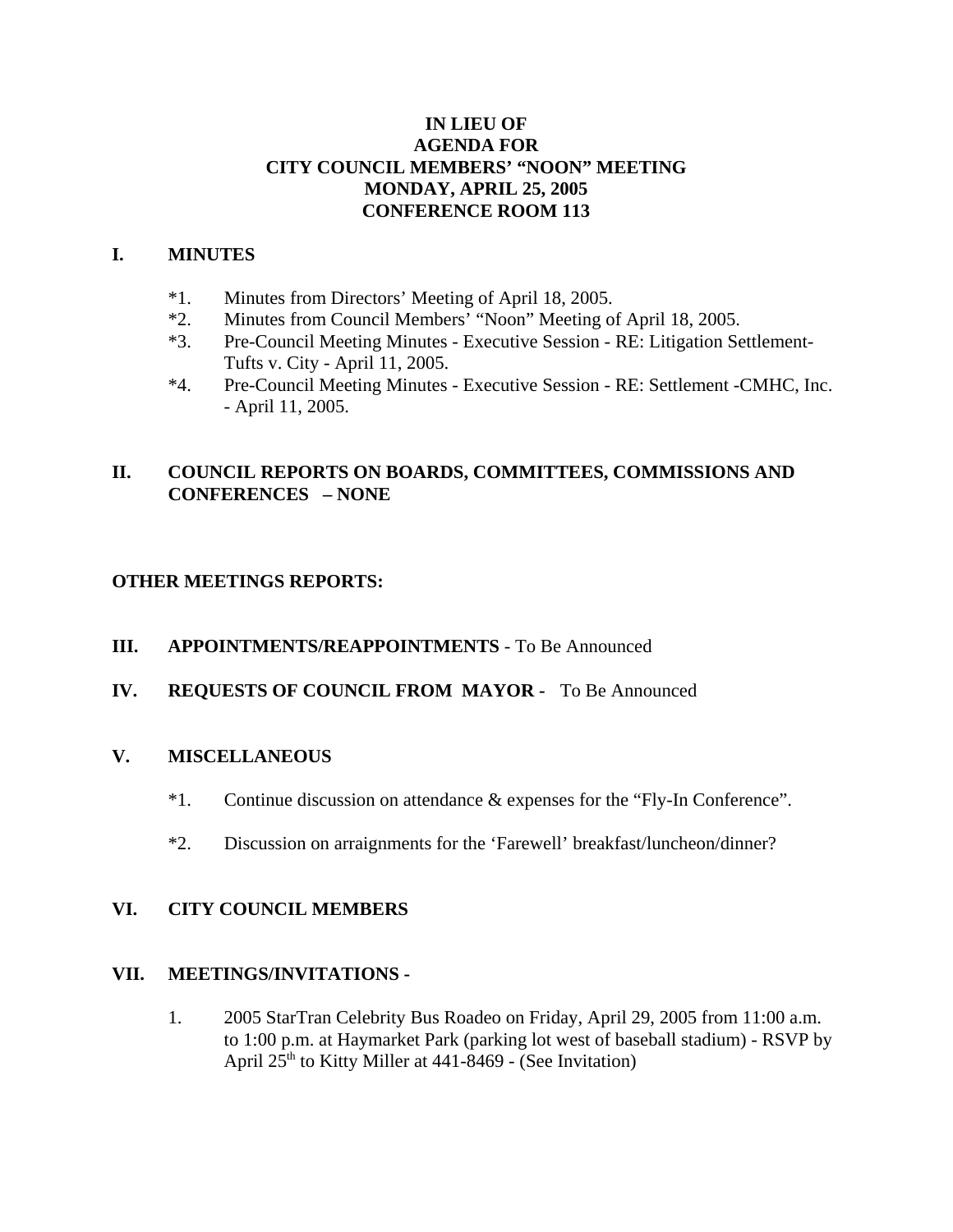# IN LIEU OF
# AGENDA FOR
# CITY COUNCIL MEMBERS' "NOON" MEETING
# MONDAY, APRIL 25, 2005
# CONFERENCE ROOM 113

## I. MINUTES

*1. Minutes from Directors' Meeting of April 18, 2005.

*2. Minutes from Council Members' "Noon" Meeting of April 18, 2005.

*3. Pre-Council Meeting Minutes - Executive Session - RE: Litigation Settlement-Tufts v. City - April 11, 2005.

*4. Pre-Council Meeting Minutes - Executive Session - RE: Settlement -CMHC, Inc. - April 11, 2005.

## II. COUNCIL REPORTS ON BOARDS, COMMITTEES, COMMISSIONS AND CONFERENCES – NONE

**OTHER MEETINGS REPORTS:**

## III. APPOINTMENTS/REAPPOINTMENTS - To Be Announced

## IV. REQUESTS OF COUNCIL FROM MAYOR - To Be Announced

## V. MISCELLANEOUS

*1. Continue discussion on attendance & expenses for the "Fly-In Conference".

*2. Discussion on arraignments for the 'Farewell' breakfast/luncheon/dinner?

## VI. CITY COUNCIL MEMBERS

## VII. MEETINGS/INVITATIONS -

1. 2005 StarTran Celebrity Bus Roadeo on Friday, April 29, 2005 from 11:00 a.m. to 1:00 p.m. at Haymarket Park (parking lot west of baseball stadium) - RSVP by April 25th to Kitty Miller at 441-8469 - (See Invitation)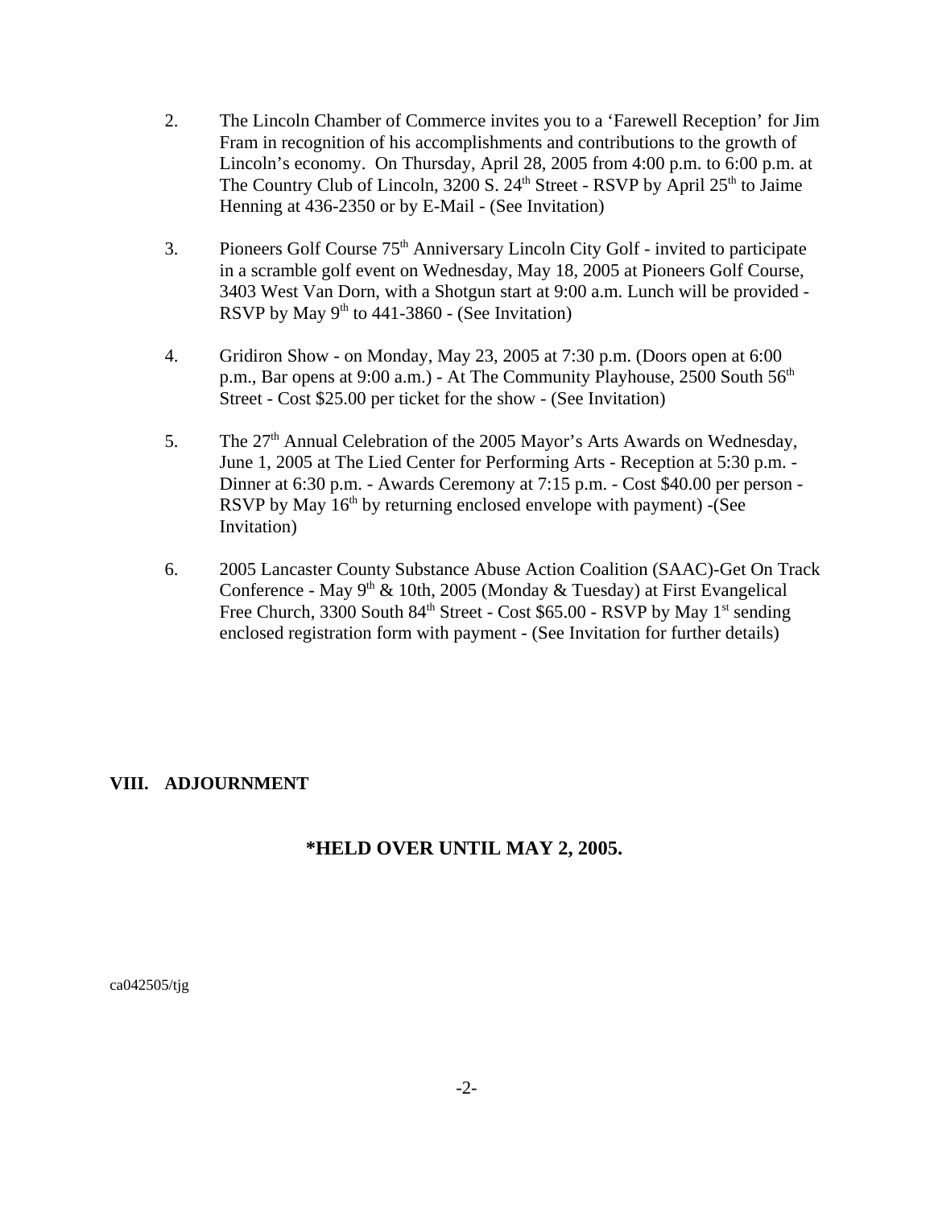2. The Lincoln Chamber of Commerce invites you to a 'Farewell Reception' for Jim Fram in recognition of his accomplishments and contributions to the growth of Lincoln's economy. On Thursday, April 28, 2005 from 4:00 p.m. to 6:00 p.m. at The Country Club of Lincoln, 3200 S. 24th Street - RSVP by April 25th to Jaime Henning at 436-2350 or by E-Mail - (See Invitation)

3. Pioneers Golf Course 75th Anniversary Lincoln City Golf - invited to participate in a scramble golf event on Wednesday, May 18, 2005 at Pioneers Golf Course, 3403 West Van Dorn, with a Shotgun start at 9:00 a.m. Lunch will be provided - RSVP by May 9th to 441-3860 - (See Invitation)

4. Gridiron Show - on Monday, May 23, 2005 at 7:30 p.m. (Doors open at 6:00 p.m., Bar opens at 9:00 a.m.) - At The Community Playhouse, 2500 South 56th Street - Cost $25.00 per ticket for the show - (See Invitation)

5. The 27th Annual Celebration of the 2005 Mayor's Arts Awards on Wednesday, June 1, 2005 at The Lied Center for Performing Arts - Reception at 5:30 p.m. - Dinner at 6:30 p.m. - Awards Ceremony at 7:15 p.m. - Cost $40.00 per person - RSVP by May 16th by returning enclosed envelope with payment) -(See Invitation)

6. 2005 Lancaster County Substance Abuse Action Coalition (SAAC)-Get On Track Conference - May 9th & 10th, 2005 (Monday & Tuesday) at First Evangelical Free Church, 3300 South 84th Street - Cost $65.00 - RSVP by May 1st sending enclosed registration form with payment - (See Invitation for further details)

## VIII. ADJOURNMENT

**\*HELD OVER UNTIL MAY 2, 2005.**

ca042505/tjg